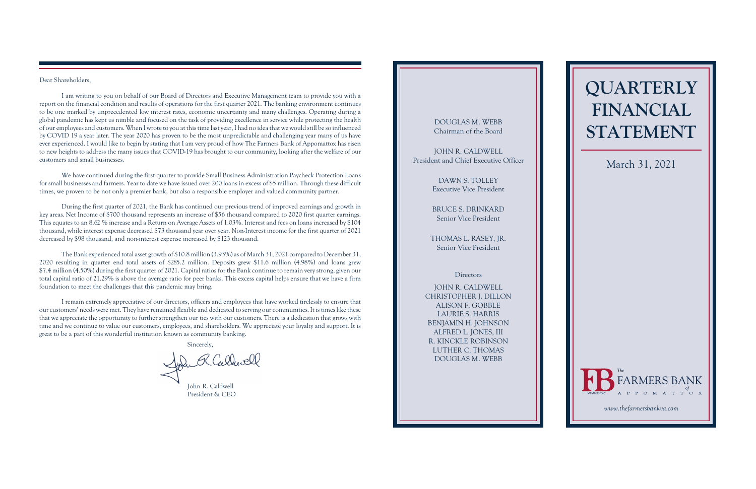Dear Shareholders,

I am writing to you on behalf of our Board of Directors and Executive Management team to provide you with a report on the financial condition and results of operations for the first quarter 2021. The banking environment continues to be one marked by unprecedented low interest rates, economic uncertainty and many challenges. Operating during a global pandemic has kept us nimble and focused on the task of providing excellence in service while protecting the health of our employees and customers. When I wrote to you at this time last year, I had no idea that we would still be so influenced by COVID 19 a year later. The year 2020 has proven to be the most unpredictable and challenging year many of us have ever experienced. I would like to begin by stating that I am very proud of how The Farmers Bank of Appomattox has risen to new heights to address the many issues that COVID-19 has brought to our community, looking after the welfare of our customers and small businesses.

We have continued during the first quarter to provide Small Business Administration Paycheck Protection Loans for small businesses and farmers. Year to date we have issued over 200 loans in excess of $5 million. Through these difficult times, we proven to be not only a premier bank, but also a responsible employer and valued community partner.

During the first quarter of 2021, the Bank has continued our previous trend of improved earnings and growth in key areas. Net Income of $700 thousand represents an increase of $56 thousand compared to 2020 first quarter earnings. This equates to an 8.62 % increase and a Return on Average Assets of 1.03%. Interest and fees on loans increased by $104 thousand, while interest expense decreased $73 thousand year over year. Non-Interest income for the first quarter of 2021 decreased by $98 thousand, and non-interest expense increased by $123 thousand.

The Bank experienced total asset growth of $10.8 million (3.93%) as of March 31, 2021 compared to December 31, 2020 resulting in quarter end total assets of $285.2 million. Deposits grew $11.6 million (4.98%) and loans grew $7.4 million (4.50%) during the first quarter of 2021. Capital ratios for the Bank continue to remain very strong, given our total capital ratio of 21.29% is above the average ratio for peer banks. This excess capital helps ensure that we have a firm foundation to meet the challenges that this pandemic may bring.

I remain extremely appreciative of our directors, officers and employees that have worked tirelessly to ensure that our customers' needs were met. They have remained flexible and dedicated to serving our communities. It is times like these that we appreciate the opportunity to further strengthen our ties with our customers. There is a dedication that grows with time and we continue to value our customers, employees, and shareholders. We appreciate your loyalty and support. It is great to be a part of this wonderful institution known as community banking.

Sincerely,

John R. Caldwell
President & CEO

DOUGLAS M. WEBB
Chairman of the Board

JOHN R. CALDWELL
President and Chief Executive Officer

DAWN S. TOLLEY
Executive Vice President

BRUCE S. DRINKARD
Senior Vice President

THOMAS L. RASEY, JR.
Senior Vice President

Directors

JOHN R. CALDWELL
CHRISTOPHER J. DILLON
ALISON F. GOBBLE
LAURIE S. HARRIS
BENJAMIN H. JOHNSON
ALFRED L. JONES, III
R. KINCKLE ROBINSON
LUTHER C. THOMAS
DOUGLAS M. WEBB

# QUARTERLY FINANCIAL STATEMENT

March 31, 2021

The FARMERS BANK of APPOMATTOX

MEMBER FDIC

*www.thefarmersbankva.com*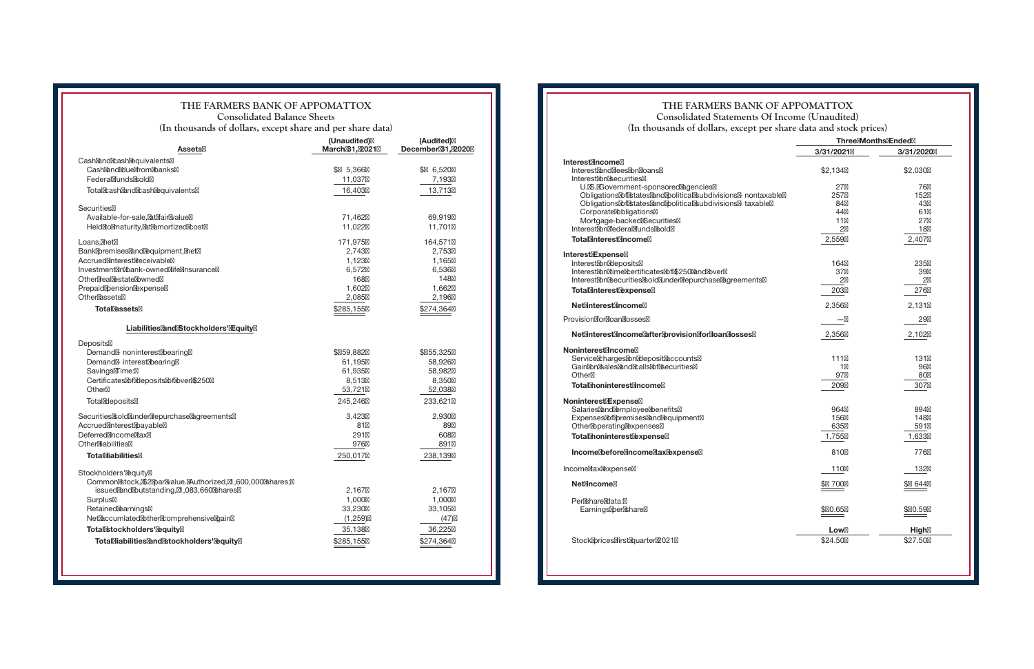# THE FARMERS BANK OF APPOMATTOX

## Consolidated Balance Sheets

(In thousands of dollars, except share and per share data)

| Assets | (Unaudited) March 31, 2021 | (Audited) December 31, 2020 |
|---|---|---|
| Cash and cash equivalents | | |
| Cash and due from banks | $ 5,366 | $ 6,520 |
| Federal funds sold | 11,037 | 7,193 |
| Total cash and cash equivalents | 16,403 | 13,713 |
| Securities | | |
| Available-for-sale, at fair value | 71,462 | 69,919 |
| Held to maturity, at amortized cost | 11,022 | 11,701 |
| Loans, net | 171,975 | 164,571 |
| Bank premises and equipment, net | 2,743 | 2,753 |
| Accrued interest receivable | 1,123 | 1,165 |
| Investment in bank-owned life insurance | 6,572 | 6,536 |
| Other real estate owned | 168 | 148 |
| Prepaid pension expense | 1,602 | 1,662 |
| Other assets | 2,085 | 2,196 |
| **Total assets** | $285,155 | $274,364 |
| **Liabilities and Stockholders' Equity** | | |
| Deposits | | |
| Demand - noninterest bearing | $ 59,882 | $ 55,325 |
| Demand - interest bearing | 61,195 | 58,926 |
| Savings Time: | 61,935 | 58,982 |
| Certificates of deposits of over $250 | 8,513 | 8,350 |
| Other | 53,721 | 52,038 |
| Total deposits | 245,246 | 233,621 |
| Securities sold under repurchase agreements | 3,423 | 2,930 |
| Accrued interest payable | 81 | 89 |
| Deferred income tax | 291 | 608 |
| Other liabilities | 976 | 891 |
| **Total liabilities** | 250,017 | 238,139 |
| Stockholders' equity | | |
| Common stock, $2 par value, Authorized, 1,600,000 shares; issued and outstanding, 1,083,660 shares | 2,167 | 2,167 |
| Surplus | 1,000 | 1,000 |
| Retained earnings | 33,230 | 33,105 |
| Net accumulated other comprehensive gain | (1,259) | (47) |
| **Total stockholders' equity** | 35,138 | 36,225 |
| **Total liabilities and stockholders' equity** | $285,155 | $274,364 |

# THE FARMERS BANK OF APPOMATTOX

## Consolidated Statements Of Income (Unaudited)

(In thousands of dollars, except per share data and stock prices)

| | Three Months Ended | |
|---|---|---|
| | 3/31/2021 | 3/31/2020 |
| **Interest Income** | | |
| Interest and fees on loans | $2,134 | $2,030 |
| Interest on securities | | |
| U.S. Government-sponsored agencies | 27 | 76 |
| Obligations of states and political subdivisions - nontaxable | 257 | 152 |
| Obligations of states and political subdivisions - taxable | 84 | 43 |
| Corporate obligations | 44 | 61 |
| Mortgage-backed Securities | 11 | 27 |
| Interest on federal funds sold | 2 | 18 |
| **Total interest income** | 2,559 | 2,407 |
| **Interest Expense** | | |
| Interest on deposits | 164 | 235 |
| Interest on time certificates of $250 and over | 37 | 39 |
| Interest on securities sold under repurchase agreements | 2 | 2 |
| **Total interest expense** | 203 | 276 |
| **Net interest income** | 2,356 | 2,131 |
| Provision for loan losses | — | 29 |
| **Net interest income after provision for loan losses** | 2,356 | 2,102 |
| **Noninterest Income** | | |
| Service charges on deposit accounts | 111 | 131 |
| Gain on sales and calls of securities | 1 | 96 |
| Other | 97 | 80 |
| **Total noninterest income** | 209 | 307 |
| **Noninterest Expense** | | |
| Salaries and employee benefits | 964 | 894 |
| Expenses of premises and equipment | 156 | 148 |
| Other operating expenses | 635 | 591 |
| **Total noninterest expense** | 1,755 | 1,633 |
| **Income before income tax expense** | 810 | 776 |
| Income tax expense | 110 | 132 |
| **Net income** | $ 700 | $ 644 |
| Per share data: | | |
| Earnings per share | $0.65 | $0.59 |
| | **Low** | **High** |
| Stock prices first quarter 2021 | $24.50 | $27.50 |